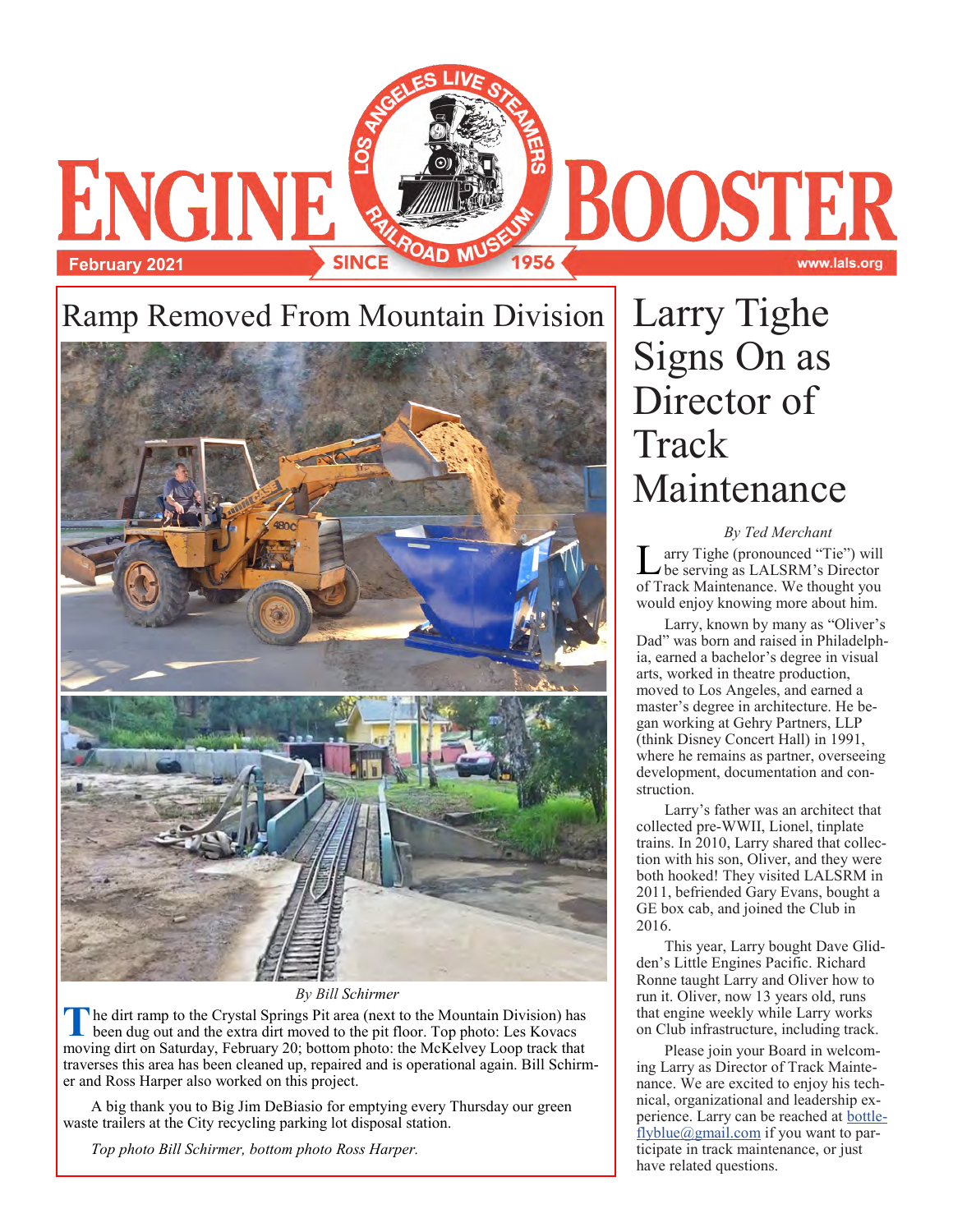# ENGINE BOOSTER

February 2021

Los Angeles Live Steamers Railroad Museum — Since 1956

www.lals.org

## Ramp Removed From Mountain Division

*By Bill Schirmer*

The dirt ramp to the Crystal Springs Pit area (next to the Mountain Division) has been dug out and the extra dirt moved to the pit floor. Top photo: Les Kovacs moving dirt on Saturday, February 20; bottom photo: the McKelvey Loop track that traverses this area has been cleaned up, repaired and is operational again. Bill Schirmer and Ross Harper also worked on this project.

A big thank you to Big Jim DeBiasio for emptying every Thursday our green waste trailers at the City recycling parking lot disposal station.

*Top photo Bill Schirmer, bottom photo Ross Harper.*

## Larry Tighe Signs On as Director of Track Maintenance

*By Ted Merchant*

Larry Tighe (pronounced "Tie") will be serving as LALSRM's Director of Track Maintenance. We thought you would enjoy knowing more about him.

Larry, known by many as "Oliver's Dad" was born and raised in Philadelphia, earned a bachelor's degree in visual arts, worked in theatre production, moved to Los Angeles, and earned a master's degree in architecture. He began working at Gehry Partners, LLP (think Disney Concert Hall) in 1991, where he remains as partner, overseeing development, documentation and construction.

Larry's father was an architect that collected pre-WWII, Lionel, tinplate trains. In 2010, Larry shared that collection with his son, Oliver, and they were both hooked! They visited LALSRM in 2011, befriended Gary Evans, bought a GE box cab, and joined the Club in 2016.

This year, Larry bought Dave Glidden's Little Engines Pacific. Richard Ronne taught Larry and Oliver how to run it. Oliver, now 13 years old, runs that engine weekly while Larry works on Club infrastructure, including track.

Please join your Board in welcoming Larry as Director of Track Maintenance. We are excited to enjoy his technical, organizational and leadership experience. Larry can be reached at bottleflyblue@gmail.com if you want to participate in track maintenance, or just have related questions.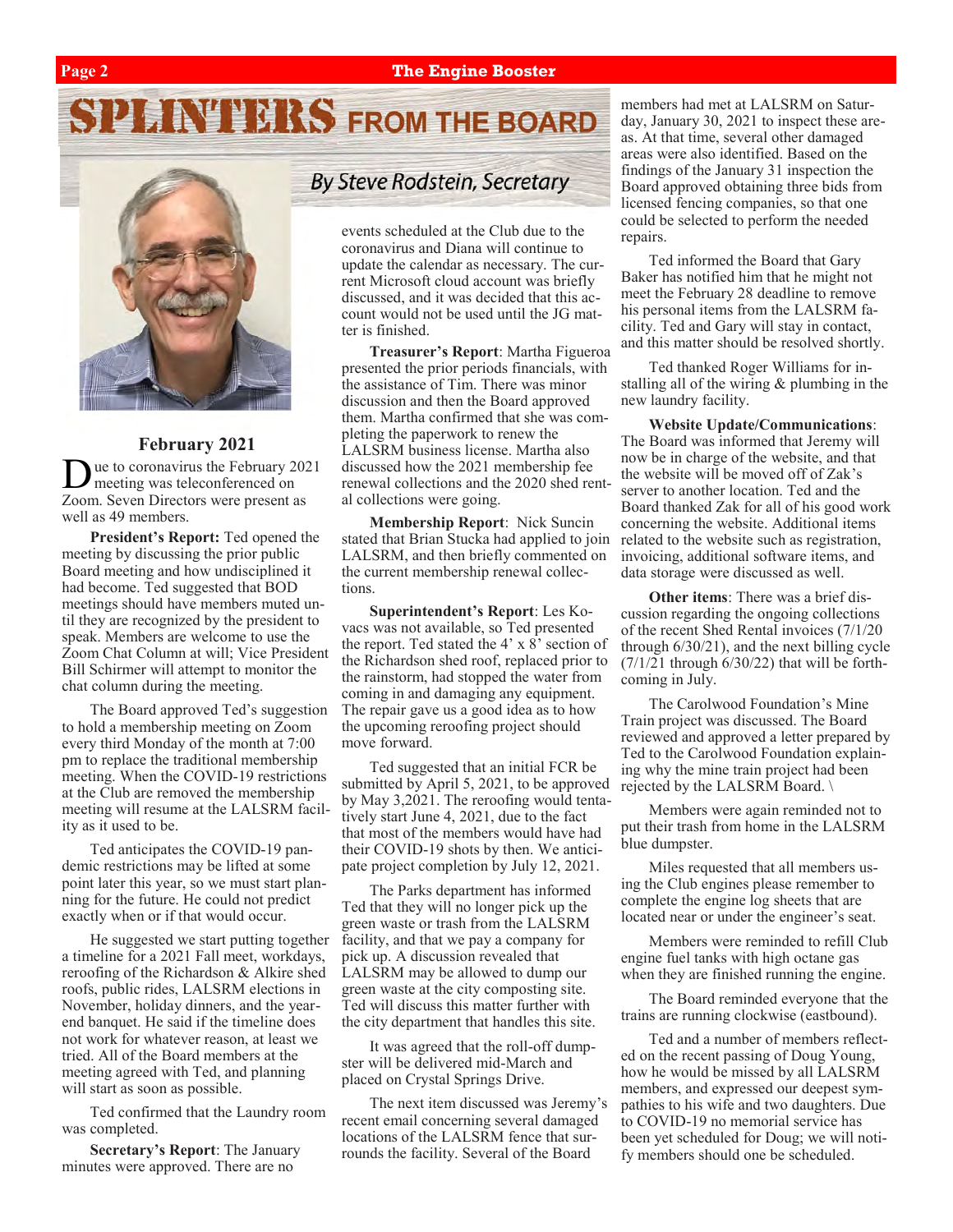# SPLINTERS FROM THE BOARD

*By Steve Rodstein, Secretary*

### February 2021

Due to coronavirus the February 2021 meeting was teleconferenced on Zoom. Seven Directors were present as well as 49 members.

**President's Report:** Ted opened the meeting by discussing the prior public Board meeting and how undisciplined it had become. Ted suggested that BOD meetings should have members muted until they are recognized by the president to speak. Members are welcome to use the Zoom Chat Column at will; Vice President Bill Schirmer will attempt to monitor the chat column during the meeting.

The Board approved Ted's suggestion to hold a membership meeting on Zoom every third Monday of the month at 7:00 pm to replace the traditional membership meeting. When the COVID-19 restrictions at the Club are removed the membership meeting will resume at the LALSRM facility as it used to be.

Ted anticipates the COVID-19 pandemic restrictions may be lifted at some point later this year, so we must start planning for the future. He could not predict exactly when or if that would occur.

He suggested we start putting together a timeline for a 2021 Fall meet, workdays, reroofing of the Richardson & Alkire shed roofs, public rides, LALSRM elections in November, holiday dinners, and the year-end banquet. He said if the timeline does not work for whatever reason, at least we tried. All of the Board members at the meeting agreed with Ted, and planning will start as soon as possible.

Ted confirmed that the Laundry room was completed.

**Secretary's Report**: The January minutes were approved. There are no events scheduled at the Club due to the coronavirus and Diana will continue to update the calendar as necessary. The current Microsoft cloud account was briefly discussed, and it was decided that this account would not be used until the JG matter is finished.

**Treasurer's Report**: Martha Figueroa presented the prior periods financials, with the assistance of Tim. There was minor discussion and then the Board approved them. Martha confirmed that she was completing the paperwork to renew the LALSRM business license. Martha also discussed how the 2021 membership fee renewal collections and the 2020 shed rental collections were going.

**Membership Report**: Nick Suncin stated that Brian Stucka had applied to join LALSRM, and then briefly commented on the current membership renewal collections.

**Superintendent's Report**: Les Kovacs was not available, so Ted presented the report. Ted stated the 4' x 8' section of the Richardson shed roof, replaced prior to the rainstorm, had stopped the water from coming in and damaging any equipment. The repair gave us a good idea as to how the upcoming reroofing project should move forward.

Ted suggested that an initial FCR be submitted by April 5, 2021, to be approved by May 3,2021. The reroofing would tentatively start June 4, 2021, due to the fact that most of the members would have had their COVID-19 shots by then. We anticipate project completion by July 12, 2021.

The Parks department has informed Ted that they will no longer pick up the green waste or trash from the LALSRM facility, and that we pay a company for pick up. A discussion revealed that LALSRM may be allowed to dump our green waste at the city composting site. Ted will discuss this matter further with the city department that handles this site.

It was agreed that the roll-off dumpster will be delivered mid-March and placed on Crystal Springs Drive.

The next item discussed was Jeremy's recent email concerning several damaged locations of the LALSRM fence that surrounds the facility. Several of the Board members had met at LALSRM on Saturday, January 30, 2021 to inspect these areas. At that time, several other damaged areas were also identified. Based on the findings of the January 31 inspection the Board approved obtaining three bids from licensed fencing companies, so that one could be selected to perform the needed repairs.

Ted informed the Board that Gary Baker has notified him that he might not meet the February 28 deadline to remove his personal items from the LALSRM facility. Ted and Gary will stay in contact, and this matter should be resolved shortly.

Ted thanked Roger Williams for installing all of the wiring & plumbing in the new laundry facility.

**Website Update/Communications**: The Board was informed that Jeremy will now be in charge of the website, and that the website will be moved off of Zak's server to another location. Ted and the Board thanked Zak for all of his good work concerning the website. Additional items related to the website such as registration, invoicing, additional software items, and data storage were discussed as well.

**Other items**: There was a brief discussion regarding the ongoing collections of the recent Shed Rental invoices (7/1/20 through 6/30/21), and the next billing cycle (7/1/21 through 6/30/22) that will be forthcoming in July.

The Carolwood Foundation's Mine Train project was discussed. The Board reviewed and approved a letter prepared by Ted to the Carolwood Foundation explaining why the mine train project had been rejected by the LALSRM Board. \

Members were again reminded not to put their trash from home in the LALSRM blue dumpster.

Miles requested that all members using the Club engines please remember to complete the engine log sheets that are located near or under the engineer's seat.

Members were reminded to refill Club engine fuel tanks with high octane gas when they are finished running the engine.

The Board reminded everyone that the trains are running clockwise (eastbound).

Ted and a number of members reflected on the recent passing of Doug Young, how he would be missed by all LALSRM members, and expressed our deepest sympathies to his wife and two daughters. Due to COVID-19 no memorial service has been yet scheduled for Doug; we will notify members should one be scheduled.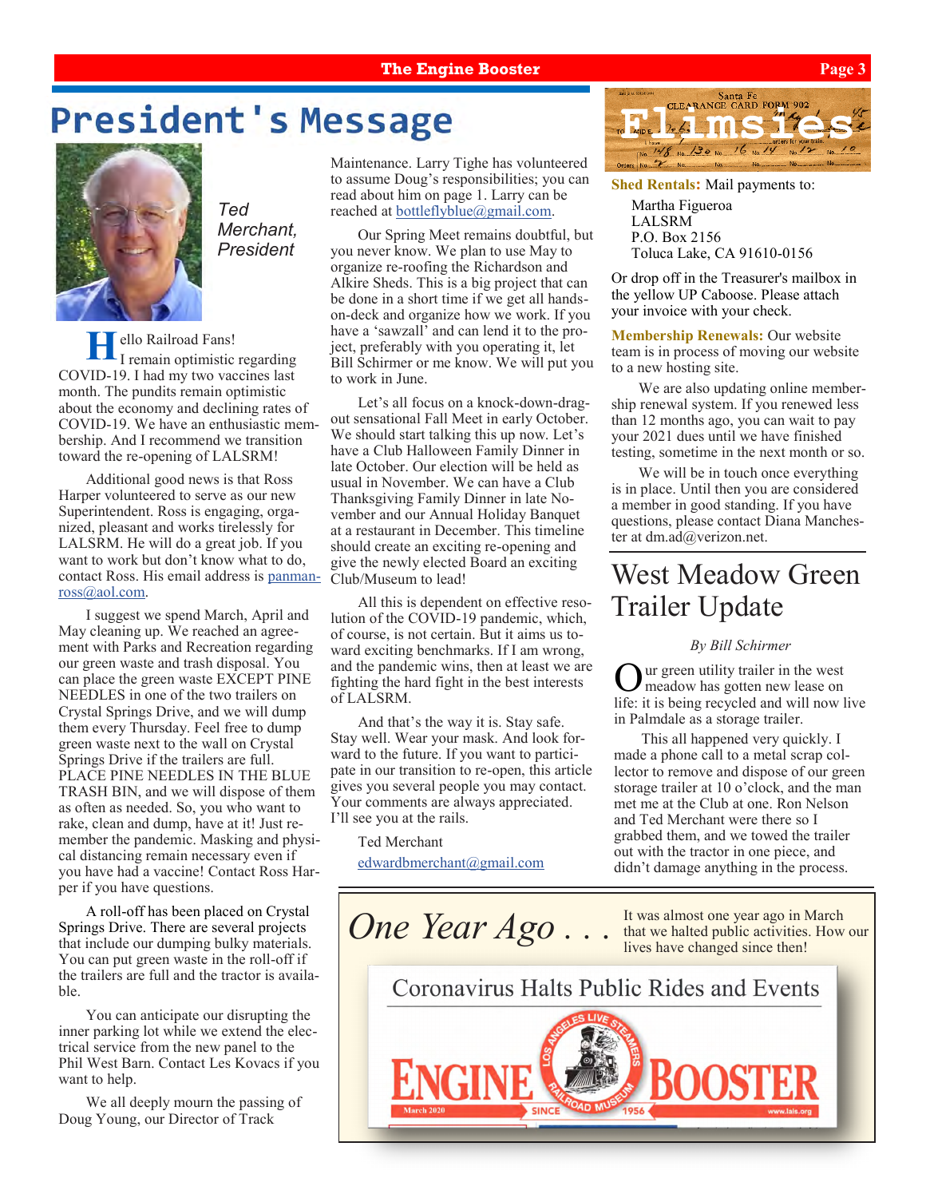# President's Message

*Ted Merchant, President*

Hello Railroad Fans!

I remain optimistic regarding COVID-19. I had my two vaccines last month. The pundits remain optimistic about the economy and declining rates of COVID-19. We have an enthusiastic membership. And I recommend we transition toward the re-opening of LALSRM!

Additional good news is that Ross Harper volunteered to serve as our new Superintendent. Ross is engaging, organized, pleasant and works tirelessly for LALSRM. He will do a great job. If you want to work but don't know what to do, contact Ross. His email address is panmanross@aol.com.

I suggest we spend March, April and May cleaning up. We reached an agreement with Parks and Recreation regarding our green waste and trash disposal. You can place the green waste EXCEPT PINE NEEDLES in one of the two trailers on Crystal Springs Drive, and we will dump them every Thursday. Feel free to dump green waste next to the wall on Crystal Springs Drive if the trailers are full. PLACE PINE NEEDLES IN THE BLUE TRASH BIN, and we will dispose of them as often as needed. So, you who want to rake, clean and dump, have at it! Just remember the pandemic. Masking and physical distancing remain necessary even if you have had a vaccine! Contact Ross Harper if you have questions.

A roll-off has been placed on Crystal Springs Drive. There are several projects that include our dumping bulky materials. You can put green waste in the roll-off if the trailers are full and the tractor is available.

You can anticipate our disrupting the inner parking lot while we extend the electrical service from the new panel to the Phil West Barn. Contact Les Kovacs if you want to help.

We all deeply mourn the passing of Doug Young, our Director of Track Maintenance. Larry Tighe has volunteered to assume Doug's responsibilities; you can read about him on page 1. Larry can be reached at bottleflyblue@gmail.com.

Our Spring Meet remains doubtful, but you never know. We plan to use May to organize re-roofing the Richardson and Alkire Sheds. This is a big project that can be done in a short time if we get all hands-on-deck and organize how we work. If you have a 'sawzall' and can lend it to the project, preferably with you operating it, let Bill Schirmer or me know. We will put you to work in June.

Let's all focus on a knock-down-drag-out sensational Fall Meet in early October. We should start talking this up now. Let's have a Club Halloween Family Dinner in late October. Our election will be held as usual in November. We can have a Club Thanksgiving Family Dinner in late November and our Annual Holiday Banquet at a restaurant in December. This timeline should create an exciting re-opening and give the newly elected Board an exciting Club/Museum to lead!

All this is dependent on effective resolution of the COVID-19 pandemic, which, of course, is not certain. But it aims us toward exciting benchmarks. If I am wrong, and the pandemic wins, then at least we are fighting the hard fight in the best interests of LALSRM.

And that's the way it is. Stay safe. Stay well. Wear your mask. And look forward to the future. If you want to participate in our transition to re-open, this article gives you several people you may contact. Your comments are always appreciated. I'll see you at the rails.

Ted Merchant

edwardbmerchant@gmail.com

# Flimsies

**Shed Rentals:** Mail payments to:

Martha Figueroa
LALSRM
P.O. Box 2156
Toluca Lake, CA 91610-0156

Or drop off in the Treasurer's mailbox in the yellow UP Caboose. Please attach your invoice with your check.

**Membership Renewals:** Our website team is in process of moving our website to a new hosting site.

We are also updating online membership renewal system. If you renewed less than 12 months ago, you can wait to pay your 2021 dues until we have finished testing, sometime in the next month or so.

We will be in touch once everything is in place. Until then you are considered a member in good standing. If you have questions, please contact Diana Manchester at dm.ad@verizon.net.

# West Meadow Green Trailer Update

*By Bill Schirmer*

Our green utility trailer in the west meadow has gotten new lease on life: it is being recycled and will now live in Palmdale as a storage trailer.

This all happened very quickly. I made a phone call to a metal scrap collector to remove and dispose of our green storage trailer at 10 o'clock, and the man met me at the Club at one. Ron Nelson and Ted Merchant were there so I grabbed them, and we towed the trailer out with the tractor in one piece, and didn't damage anything in the process.

# *One Year Ago . . .*

It was almost one year ago in March that we halted public activities. How our lives have changed since then!

Coronavirus Halts Public Rides and Events

ENGINE BOOSTER — March 2020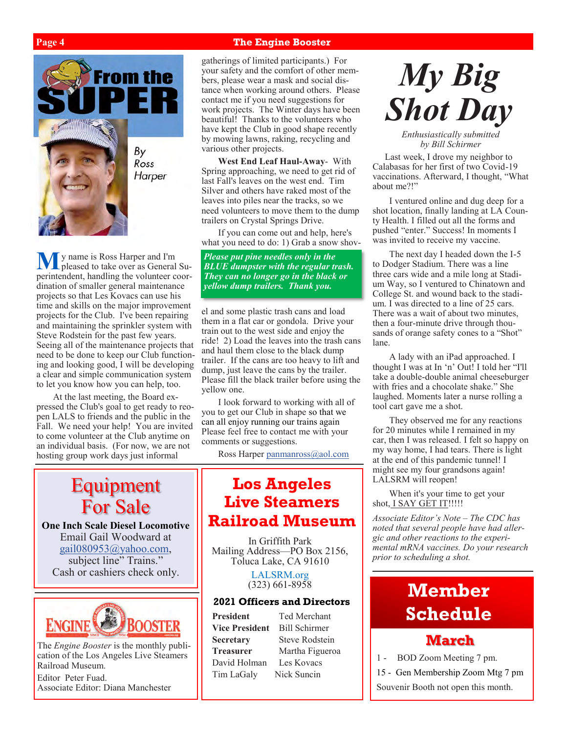## From the SUPER

By Ross Harper

My name is Ross Harper and I'm pleased to take over as General Superintendent, handling the volunteer coordination of smaller general maintenance projects so that Les Kovacs can use his time and skills on the major improvement projects for the Club. I've been repairing and maintaining the sprinkler system with Steve Rodstein for the past few years. Seeing all of the maintenance projects that need to be done to keep our Club functioning and looking good, I will be developing a clear and simple communication system to let you know how you can help, too.

At the last meeting, the Board expressed the Club's goal to get ready to reopen LALS to friends and the public in the Fall. We need your help! You are invited to come volunteer at the Club anytime on an individual basis. (For now, we are not hosting group work days just informal gatherings of limited participants.) For your safety and the comfort of other members, please wear a mask and social distance when working around others. Please contact me if you need suggestions for work projects. The Winter days have been beautiful! Thanks to the volunteers who have kept the Club in good shape recently by mowing lawns, raking, recycling and various other projects.

**West End Leaf Haul-Away**- With Spring approaching, we need to get rid of last Fall's leaves on the west end. Tim Silver and others have raked most of the leaves into piles near the tracks, so we need volunteers to move them to the dump trailers on Crystal Springs Drive.

If you can come out and help, here's what you need to do: 1) Grab a snow shovel and some plastic trash cans and load them in a flat car or gondola. Drive your train out to the west side and enjoy the ride! 2) Load the leaves into the trash cans and haul them close to the black dump trailer. If the cans are too heavy to lift and dump, just leave the cans by the trailer. Please fill the black trailer before using the yellow one.

***Please put pine needles only in the BLUE dumpster with the regular trash. They can no longer go in the black or yellow dump trailers. Thank you.***

I look forward to working with all of you to get our Club in shape so that we can all enjoy running our trains again Please feel free to contact me with your comments or suggestions.

Ross Harper panmanross@aol.com

# My Big Shot Day

*Enthusiastically submitted by Bill Schirmer*

Last week, I drove my neighbor to Calabasas for her first of two Covid-19 vaccinations. Afterward, I thought, "What about me?!"

I ventured online and dug deep for a shot location, finally landing at LA County Health. I filled out all the forms and pushed "enter." Success! In moments I was invited to receive my vaccine.

The next day I headed down the I-5 to Dodger Stadium. There was a line three cars wide and a mile long at Stadium Way, so I ventured to Chinatown and College St. and wound back to the stadium. I was directed to a line of 25 cars. There was a wait of about two minutes, then a four-minute drive through thousands of orange safety cones to a "Shot" lane.

A lady with an iPad approached. I thought I was at In 'n' Out! I told her "I'll take a double-double animal cheeseburger with fries and a chocolate shake." She laughed. Moments later a nurse rolling a tool cart gave me a shot.

They observed me for any reactions for 20 minutes while I remained in my car, then I was released. I felt so happy on my way home, I had tears. There is light at the end of this pandemic tunnel! I might see my four grandsons again! LALSRM will reopen!

When it's your time to get your shot, I SAY GET IT!!!!!

*Associate Editor's Note – The CDC has noted that several people have had allergic and other reactions to the experimental mRNA vaccines. Do your research prior to scheduling a shot.*

## Equipment For Sale

**One Inch Scale Diesel Locomotive**
Email Gail Woodward at gail080953@yahoo.com, subject line" Trains."
Cash or cashiers check only.

## Los Angeles Live Steamers Railroad Museum

In Griffith Park
Mailing Address—PO Box 2156, Toluca Lake, CA 91610

LALSRM.org
(323) 661-8958

### 2021 Officers and Directors

| | |
|---|---|
| **President** | Ted Merchant |
| **Vice President** | Bill Schirmer |
| **Secretary** | Steve Rodstein |
| **Treasurer** | Martha Figueroa |
| David Holman | Les Kovacs |
| Tim LaGaly | Nick Suncin |

## Engine Booster

The *Engine Booster* is the monthly publication of the Los Angeles Live Steamers Railroad Museum.

Editor Peter Fuad.
Associate Editor: Diana Manchester

## Member Schedule

### March

1 - BOD Zoom Meeting 7 pm.

15 - Gen Membership Zoom Mtg 7 pm

Souvenir Booth not open this month.